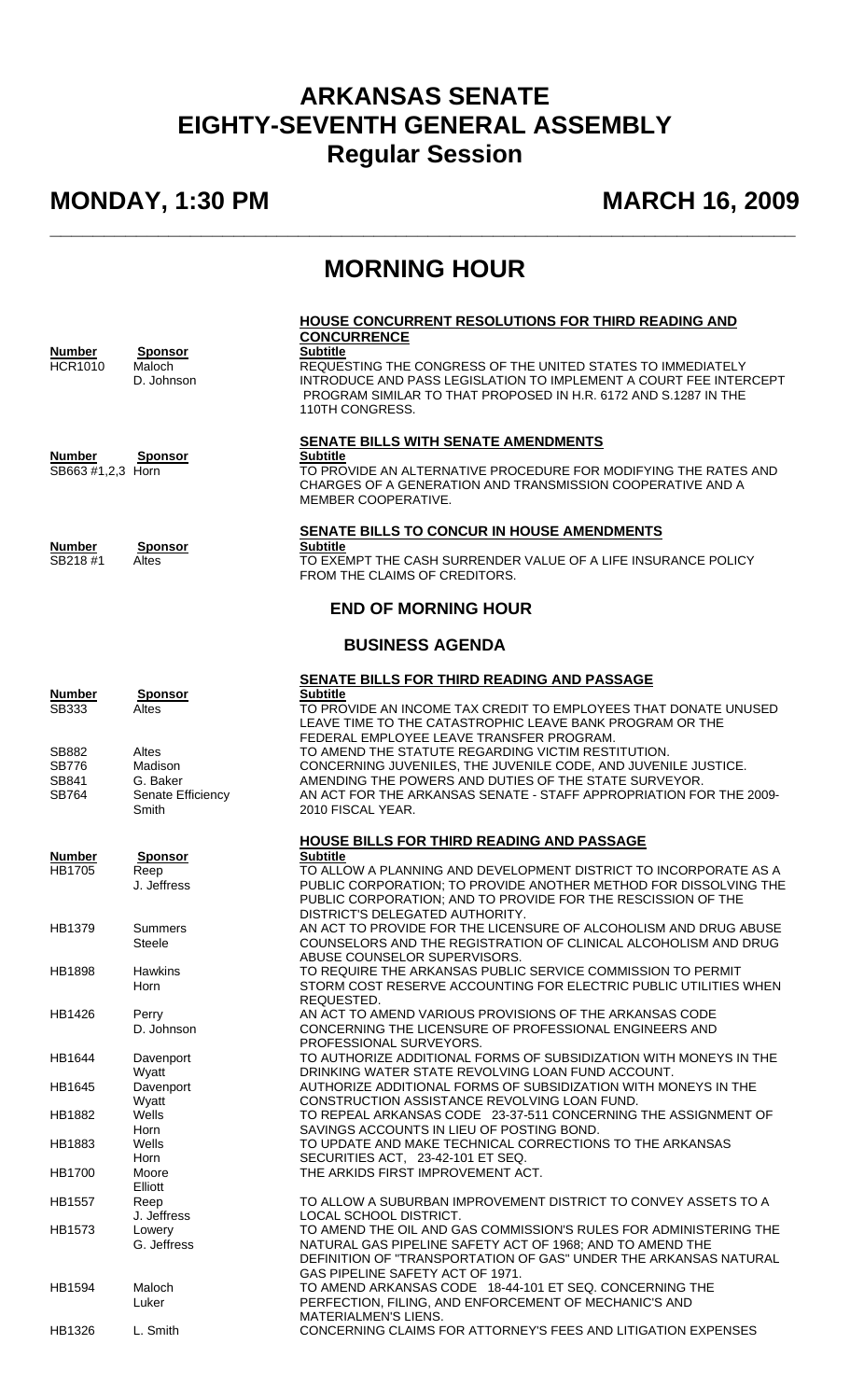# ARKANSAS SENATE
# EIGHTY-SEVENTH GENERAL ASSEMBLY
## Regular Session

**MONDAY, 1:30 PM** **MARCH 16, 2009**

---

# MORNING HOUR

### HOUSE CONCURRENT RESOLUTIONS FOR THIRD READING AND CONCURRENCE

| Number | Sponsor | Subtitle |
|---|---|---|
| HCR1010 | Maloch<br>D. Johnson | REQUESTING THE CONGRESS OF THE UNITED STATES TO IMMEDIATELY INTRODUCE AND PASS LEGISLATION TO IMPLEMENT A COURT FEE INTERCEPT PROGRAM SIMILAR TO THAT PROPOSED IN H.R. 6172 AND S.1287 IN THE 110TH CONGRESS. |

### SENATE BILLS WITH SENATE AMENDMENTS

| Number | Sponsor | Subtitle |
|---|---|---|
| SB663 #1,2,3 | Horn | TO PROVIDE AN ALTERNATIVE PROCEDURE FOR MODIFYING THE RATES AND CHARGES OF A GENERATION AND TRANSMISSION COOPERATIVE AND A MEMBER COOPERATIVE. |

### SENATE BILLS TO CONCUR IN HOUSE AMENDMENTS

| Number | Sponsor | Subtitle |
|---|---|---|
| SB218 #1 | Altes | TO EXEMPT THE CASH SURRENDER VALUE OF A LIFE INSURANCE POLICY FROM THE CLAIMS OF CREDITORS. |

## END OF MORNING HOUR

## BUSINESS AGENDA

### SENATE BILLS FOR THIRD READING AND PASSAGE

| Number | Sponsor | Subtitle |
|---|---|---|
| SB333 | Altes | TO PROVIDE AN INCOME TAX CREDIT TO EMPLOYEES THAT DONATE UNUSED LEAVE TIME TO THE CATASTROPHIC LEAVE BANK PROGRAM OR THE FEDERAL EMPLOYEE LEAVE TRANSFER PROGRAM. |
| SB882 | Altes | TO AMEND THE STATUTE REGARDING VICTIM RESTITUTION. |
| SB776 | Madison | CONCERNING JUVENILES, THE JUVENILE CODE, AND JUVENILE JUSTICE. |
| SB841 | G. Baker | AMENDING THE POWERS AND DUTIES OF THE STATE SURVEYOR. |
| SB764 | Senate Efficiency<br>Smith | AN ACT FOR THE ARKANSAS SENATE - STAFF APPROPRIATION FOR THE 2009-2010 FISCAL YEAR. |

### HOUSE BILLS FOR THIRD READING AND PASSAGE

| Number | Sponsor | Subtitle |
|---|---|---|
| HB1705 | Reep<br>J. Jeffress | TO ALLOW A PLANNING AND DEVELOPMENT DISTRICT TO INCORPORATE AS A PUBLIC CORPORATION; TO PROVIDE ANOTHER METHOD FOR DISSOLVING THE PUBLIC CORPORATION; AND TO PROVIDE FOR THE RESCISSION OF THE DISTRICT'S DELEGATED AUTHORITY. |
| HB1379 | Summers<br>Steele | AN ACT TO PROVIDE FOR THE LICENSURE OF ALCOHOLISM AND DRUG ABUSE COUNSELORS AND THE REGISTRATION OF CLINICAL ALCOHOLISM AND DRUG ABUSE COUNSELOR SUPERVISORS. |
| HB1898 | Hawkins<br>Horn | TO REQUIRE THE ARKANSAS PUBLIC SERVICE COMMISSION TO PERMIT STORM COST RESERVE ACCOUNTING FOR ELECTRIC PUBLIC UTILITIES WHEN REQUESTED. |
| HB1426 | Perry<br>D. Johnson | AN ACT TO AMEND VARIOUS PROVISIONS OF THE ARKANSAS CODE CONCERNING THE LICENSURE OF PROFESSIONAL ENGINEERS AND PROFESSIONAL SURVEYORS. |
| HB1644 | Davenport<br>Wyatt | TO AUTHORIZE ADDITIONAL FORMS OF SUBSIDIZATION WITH MONEYS IN THE DRINKING WATER STATE REVOLVING LOAN FUND ACCOUNT. |
| HB1645 | Davenport<br>Wyatt | AUTHORIZE ADDITIONAL FORMS OF SUBSIDIZATION WITH MONEYS IN THE CONSTRUCTION ASSISTANCE REVOLVING LOAN FUND. |
| HB1882 | Wells<br>Horn | TO REPEAL ARKANSAS CODE 23-37-511 CONCERNING THE ASSIGNMENT OF SAVINGS ACCOUNTS IN LIEU OF POSTING BOND. |
| HB1883 | Wells<br>Horn | TO UPDATE AND MAKE TECHNICAL CORRECTIONS TO THE ARKANSAS SECURITIES ACT, 23-42-101 ET SEQ. |
| HB1700 | Moore<br>Elliott | THE ARKIDS FIRST IMPROVEMENT ACT. |
| HB1557 | Reep<br>J. Jeffress | TO ALLOW A SUBURBAN IMPROVEMENT DISTRICT TO CONVEY ASSETS TO A LOCAL SCHOOL DISTRICT. |
| HB1573 | Lowery<br>G. Jeffress | TO AMEND THE OIL AND GAS COMMISSION'S RULES FOR ADMINISTERING THE NATURAL GAS PIPELINE SAFETY ACT OF 1968; AND TO AMEND THE DEFINITION OF "TRANSPORTATION OF GAS" UNDER THE ARKANSAS NATURAL GAS PIPELINE SAFETY ACT OF 1971. |
| HB1594 | Maloch<br>Luker | TO AMEND ARKANSAS CODE 18-44-101 ET SEQ. CONCERNING THE PERFECTION, FILING, AND ENFORCEMENT OF MECHANIC'S AND MATERIALMEN'S LIENS. |
| HB1326 | L. Smith | CONCERNING CLAIMS FOR ATTORNEY'S FEES AND LITIGATION EXPENSES |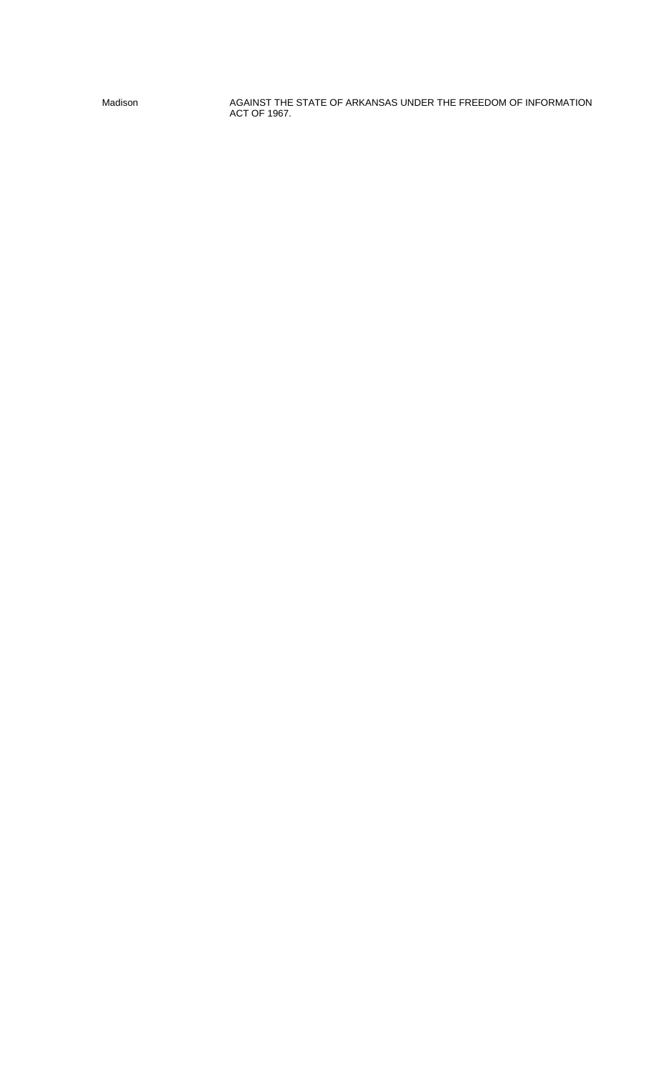| | |
|---|---|
| Madison | AGAINST THE STATE OF ARKANSAS UNDER THE FREEDOM OF INFORMATION ACT OF 1967. |